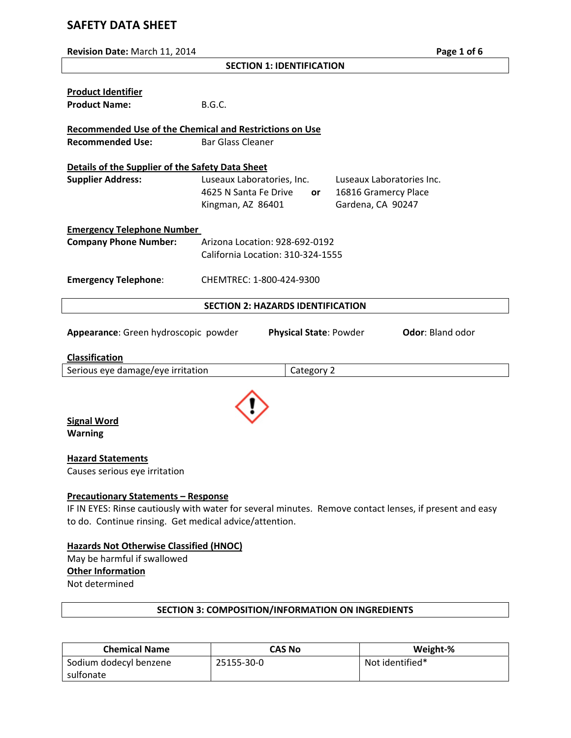# SAFETY DATA SHEET

**Revision Date:** March 11, 2014

## SECTION 1: IDENTIFICATION

**Product Identifier**

**Product Name:** B.G.C.

**Recommended Use of the Chemical and Restrictions on Use**

**Recommended Use:** Bar Glass Cleaner

**Details of the Supplier of the Safety Data Sheet**

**Supplier Address:**

Luseaux Laboratories, Inc.
4625 N Santa Fe Drive
Kingman, AZ 86401

**or**

Luseaux Laboratories Inc.
16816 Gramercy Place
Gardena, CA 90247

**Emergency Telephone Number**

**Company Phone Number:** Arizona Location: 928-692-0192
California Location: 310-324-1555

**Emergency Telephone**: CHEMTREC: 1-800-424-9300

## SECTION 2: HAZARDS IDENTIFICATION

**Appearance**: Green hydroscopic powder **Physical State**: Powder **Odor**: Bland odor

**Classification**

| Serious eye damage/eye irritation | Category 2 |
|---|---|

**Signal Word**

**Warning**

**Hazard Statements**

Causes serious eye irritation

**Precautionary Statements – Response**

IF IN EYES: Rinse cautiously with water for several minutes. Remove contact lenses, if present and easy to do. Continue rinsing. Get medical advice/attention.

**Hazards Not Otherwise Classified (HNOC)**

May be harmful if swallowed

**Other Information**

Not determined

## SECTION 3: COMPOSITION/INFORMATION ON INGREDIENTS

| Chemical Name | CAS No | Weight-% |
|---|---|---|
| Sodium dodecyl benzene sulfonate | 25155-30-0 | Not identified* |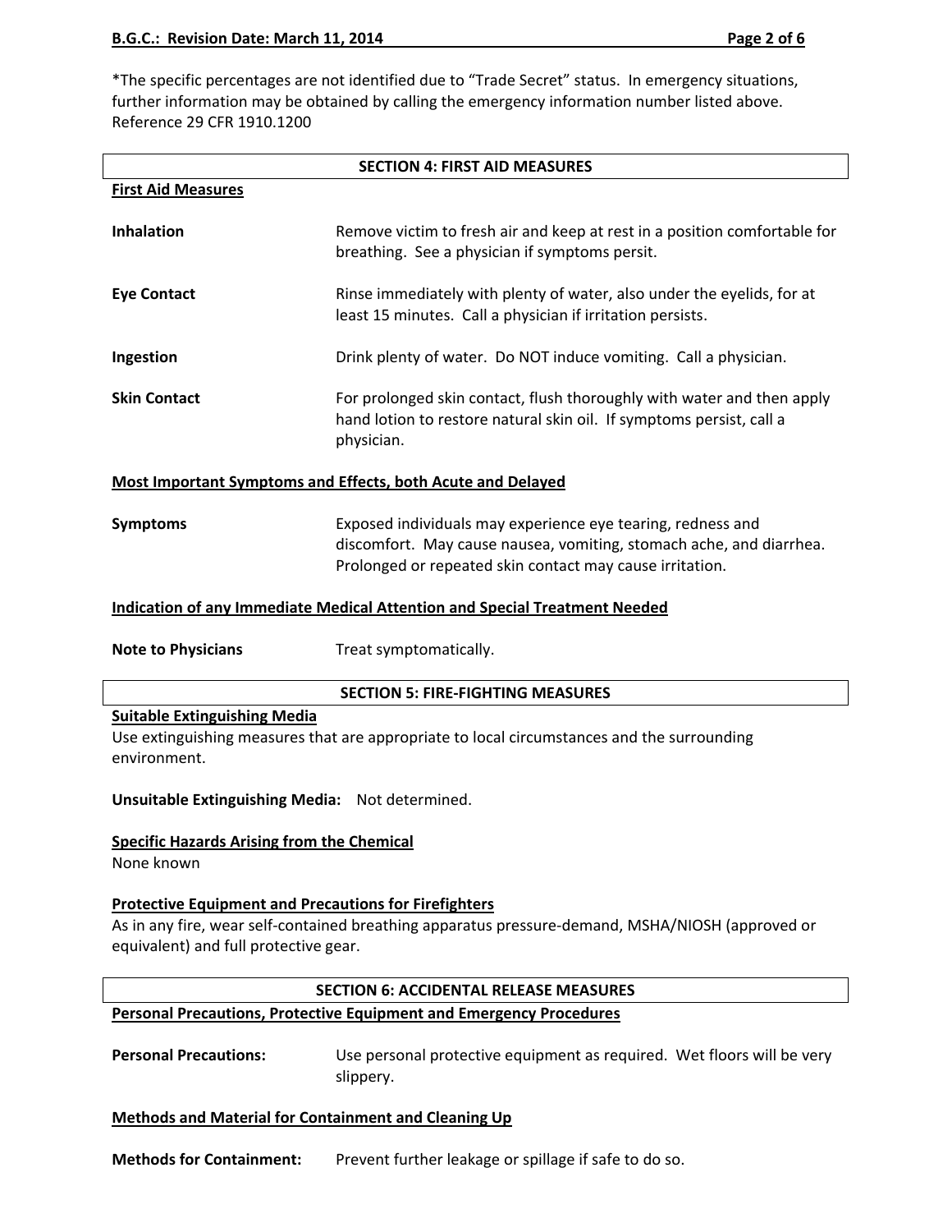*The specific percentages are not identified due to "Trade Secret" status. In emergency situations, further information may be obtained by calling the emergency information number listed above. Reference 29 CFR 1910.1200

## SECTION 4: FIRST AID MEASURES

**First Aid Measures**

**Inhalation** Remove victim to fresh air and keep at rest in a position comfortable for breathing. See a physician if symptoms persit.

**Eye Contact** Rinse immediately with plenty of water, also under the eyelids, for at least 15 minutes. Call a physician if irritation persists.

**Ingestion** Drink plenty of water. Do NOT induce vomiting. Call a physician.

**Skin Contact** For prolonged skin contact, flush thoroughly with water and then apply hand lotion to restore natural skin oil. If symptoms persist, call a physician.

**Most Important Symptoms and Effects, both Acute and Delayed**

**Symptoms** Exposed individuals may experience eye tearing, redness and discomfort. May cause nausea, vomiting, stomach ache, and diarrhea. Prolonged or repeated skin contact may cause irritation.

**Indication of any Immediate Medical Attention and Special Treatment Needed**

**Note to Physicians** Treat symptomatically.

## SECTION 5: FIRE-FIGHTING MEASURES

**Suitable Extinguishing Media**

Use extinguishing measures that are appropriate to local circumstances and the surrounding environment.

**Unsuitable Extinguishing Media:** Not determined.

**Specific Hazards Arising from the Chemical**

None known

**Protective Equipment and Precautions for Firefighters**

As in any fire, wear self-contained breathing apparatus pressure-demand, MSHA/NIOSH (approved or equivalent) and full protective gear.

## SECTION 6: ACCIDENTAL RELEASE MEASURES

**Personal Precautions, Protective Equipment and Emergency Procedures**

**Personal Precautions:** Use personal protective equipment as required. Wet floors will be very slippery.

**Methods and Material for Containment and Cleaning Up**

**Methods for Containment:** Prevent further leakage or spillage if safe to do so.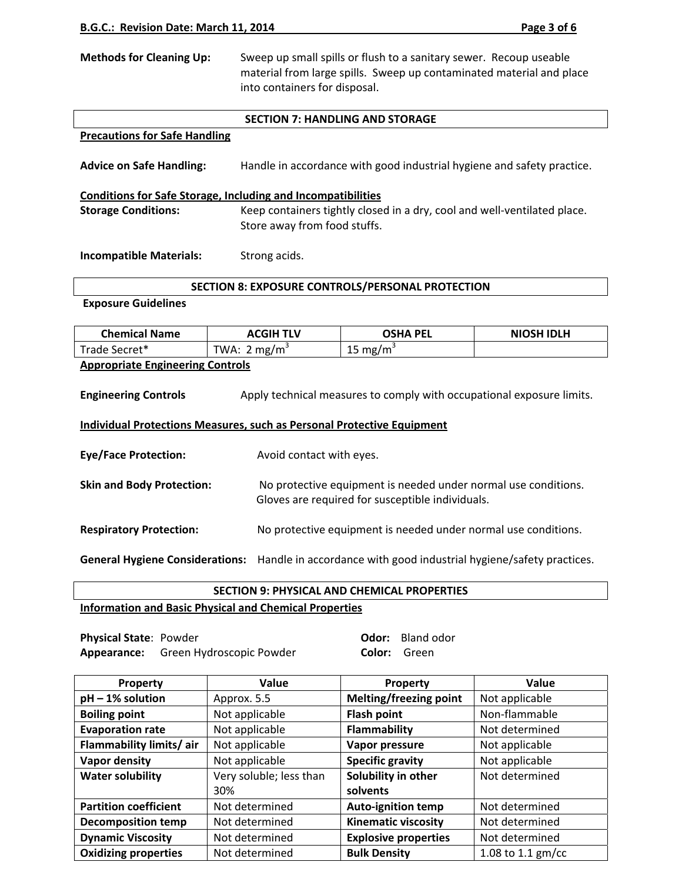**Methods for Cleaning Up:** Sweep up small spills or flush to a sanitary sewer. Recoup useable material from large spills. Sweep up contaminated material and place into containers for disposal.

## SECTION 7: HANDLING AND STORAGE

**Precautions for Safe Handling**

**Advice on Safe Handling:** Handle in accordance with good industrial hygiene and safety practice.

**Conditions for Safe Storage, Including and Incompatibilities**

**Storage Conditions:** Keep containers tightly closed in a dry, cool and well-ventilated place. Store away from food stuffs.

**Incompatible Materials:** Strong acids.

## SECTION 8: EXPOSURE CONTROLS/PERSONAL PROTECTION

**Exposure Guidelines**

| Chemical Name | ACGIH TLV | OSHA PEL | NIOSH IDLH |
|---|---|---|---|
| Trade Secret* | TWA: 2 $mg/m^3$ | 15 $mg/m^3$ | |

**Appropriate Engineering Controls**

**Engineering Controls** Apply technical measures to comply with occupational exposure limits.

**Individual Protections Measures, such as Personal Protective Equipment**

**Eye/Face Protection:** Avoid contact with eyes.

**Skin and Body Protection:** No protective equipment is needed under normal use conditions. Gloves are required for susceptible individuals.

**Respiratory Protection:** No protective equipment is needed under normal use conditions.

**General Hygiene Considerations:** Handle in accordance with good industrial hygiene/safety practices.

## SECTION 9: PHYSICAL AND CHEMICAL PROPERTIES

**Information and Basic Physical and Chemical Properties**

**Physical State**: Powder
**Appearance:** Green Hydroscopic Powder
**Odor:** Bland odor
**Color:** Green

| Property | Value | Property | Value |
|---|---|---|---|
| **pH – 1% solution** | Approx. 5.5 | **Melting/freezing point** | Not applicable |
| **Boiling point** | Not applicable | **Flash point** | Non-flammable |
| **Evaporation rate** | Not applicable | **Flammability** | Not determined |
| **Flammability limits/ air** | Not applicable | **Vapor pressure** | Not applicable |
| **Vapor density** | Not applicable | **Specific gravity** | Not applicable |
| **Water solubility** | Very soluble; less than 30% | **Solubility in other solvents** | Not determined |
| **Partition coefficient** | Not determined | **Auto-ignition temp** | Not determined |
| **Decomposition temp** | Not determined | **Kinematic viscosity** | Not determined |
| **Dynamic Viscosity** | Not determined | **Explosive properties** | Not determined |
| **Oxidizing properties** | Not determined | **Bulk Density** | 1.08 to 1.1 gm/cc |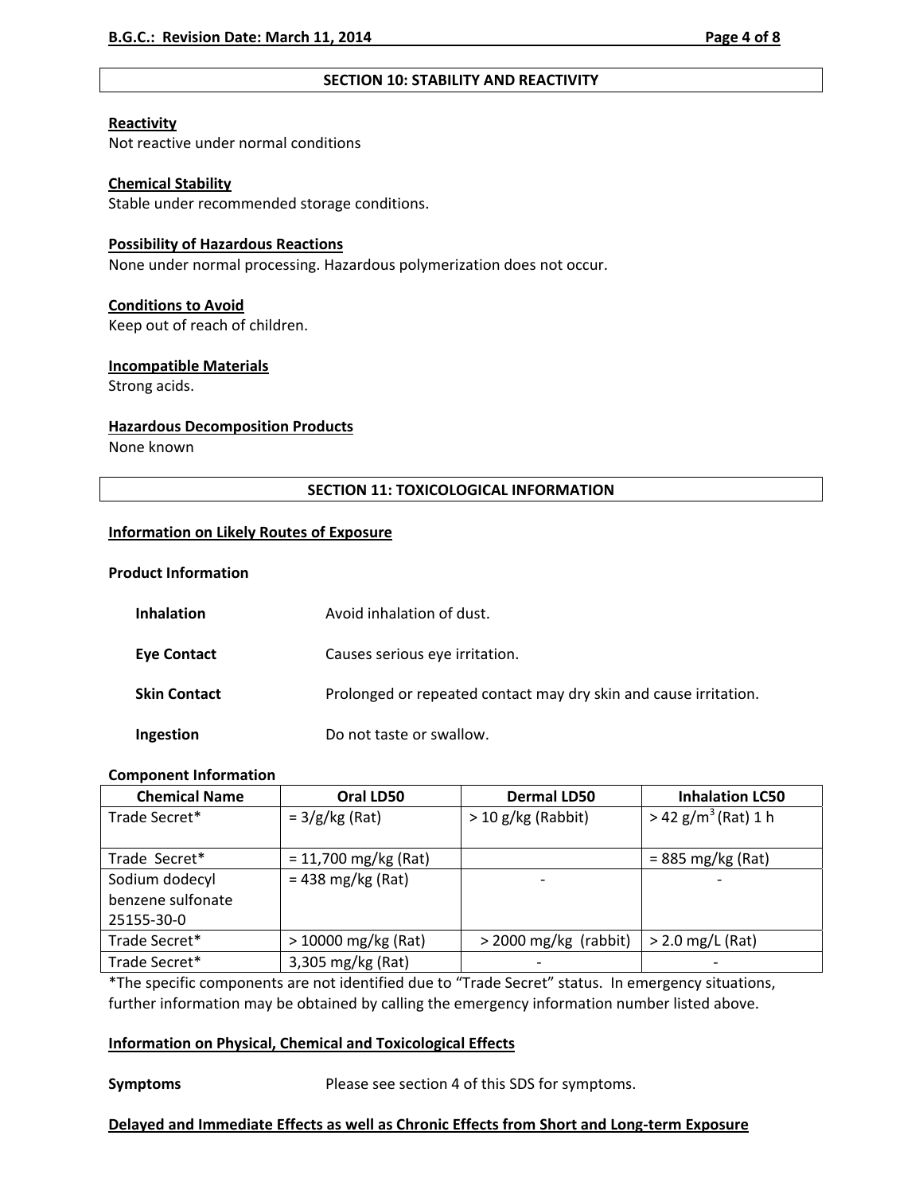## SECTION 10: STABILITY AND REACTIVITY

**Reactivity**
Not reactive under normal conditions

**Chemical Stability**
Stable under recommended storage conditions.

**Possibility of Hazardous Reactions**
None under normal processing. Hazardous polymerization does not occur.

**Conditions to Avoid**
Keep out of reach of children.

**Incompatible Materials**
Strong acids.

**Hazardous Decomposition Products**
None known

## SECTION 11: TOXICOLOGICAL INFORMATION

**Information on Likely Routes of Exposure**

**Product Information**

**Inhalation** Avoid inhalation of dust.

**Eye Contact** Causes serious eye irritation.

**Skin Contact** Prolonged or repeated contact may dry skin and cause irritation.

**Ingestion** Do not taste or swallow.

**Component Information**

| Chemical Name | Oral LD50 | Dermal LD50 | Inhalation LC50 |
|---|---|---|---|
| Trade Secret* | = 3/g/kg (Rat) | > 10 g/kg (Rabbit) | > 42 $g/m^3$ (Rat) 1 h |
| Trade Secret* | = 11,700 mg/kg (Rat) | | = 885 mg/kg (Rat) |
| Sodium dodecyl benzene sulfonate 25155-30-0 | = 438 mg/kg (Rat) | - | - |
| Trade Secret* | > 10000 mg/kg (Rat) | > 2000 mg/kg (rabbit) | > 2.0 mg/L (Rat) |
| Trade Secret* | 3,305 mg/kg (Rat) | - | - |

*The specific components are not identified due to “Trade Secret” status. In emergency situations, further information may be obtained by calling the emergency information number listed above.

**Information on Physical, Chemical and Toxicological Effects**

**Symptoms** Please see section 4 of this SDS for symptoms.

**Delayed and Immediate Effects as well as Chronic Effects from Short and Long-term Exposure**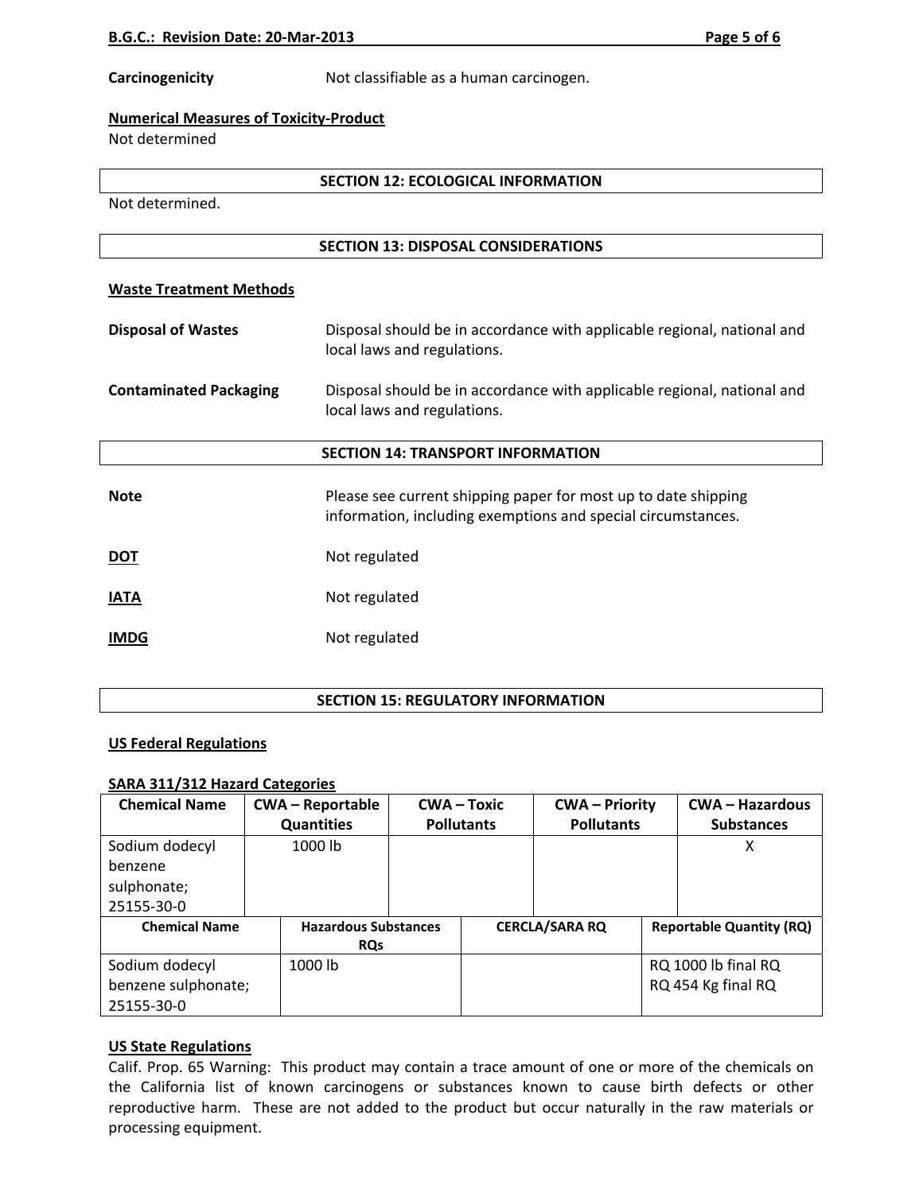**Carcinogenicity** Not classifiable as a human carcinogen.

**Numerical Measures of Toxicity-Product**

Not determined

## SECTION 12: ECOLOGICAL INFORMATION

Not determined.

## SECTION 13: DISPOSAL CONSIDERATIONS

**Waste Treatment Methods**

**Disposal of Wastes** Disposal should be in accordance with applicable regional, national and local laws and regulations.

**Contaminated Packaging** Disposal should be in accordance with applicable regional, national and local laws and regulations.

## SECTION 14: TRANSPORT INFORMATION

**Note** Please see current shipping paper for most up to date shipping information, including exemptions and special circumstances.

**DOT** Not regulated

**IATA** Not regulated

**IMDG** Not regulated

## SECTION 15: REGULATORY INFORMATION

**US Federal Regulations**

**SARA 311/312 Hazard Categories**

| Chemical Name | CWA – Reportable Quantities | CWA – Toxic Pollutants | CWA – Priority Pollutants | CWA – Hazardous Substances |
|---|---|---|---|---|
| Sodium dodecyl benzene sulphonate; 25155-30-0 | 1000 lb | | | X |

| Chemical Name | Hazardous Substances RQs | CERCLA/SARA RQ | Reportable Quantity (RQ) |
|---|---|---|---|
| Sodium dodecyl benzene sulphonate; 25155-30-0 | 1000 lb | | RQ 1000 lb final RQ<br>RQ 454 Kg final RQ |

**US State Regulations**

Calif. Prop. 65 Warning: This product may contain a trace amount of one or more of the chemicals on the California list of known carcinogens or substances known to cause birth defects or other reproductive harm. These are not added to the product but occur naturally in the raw materials or processing equipment.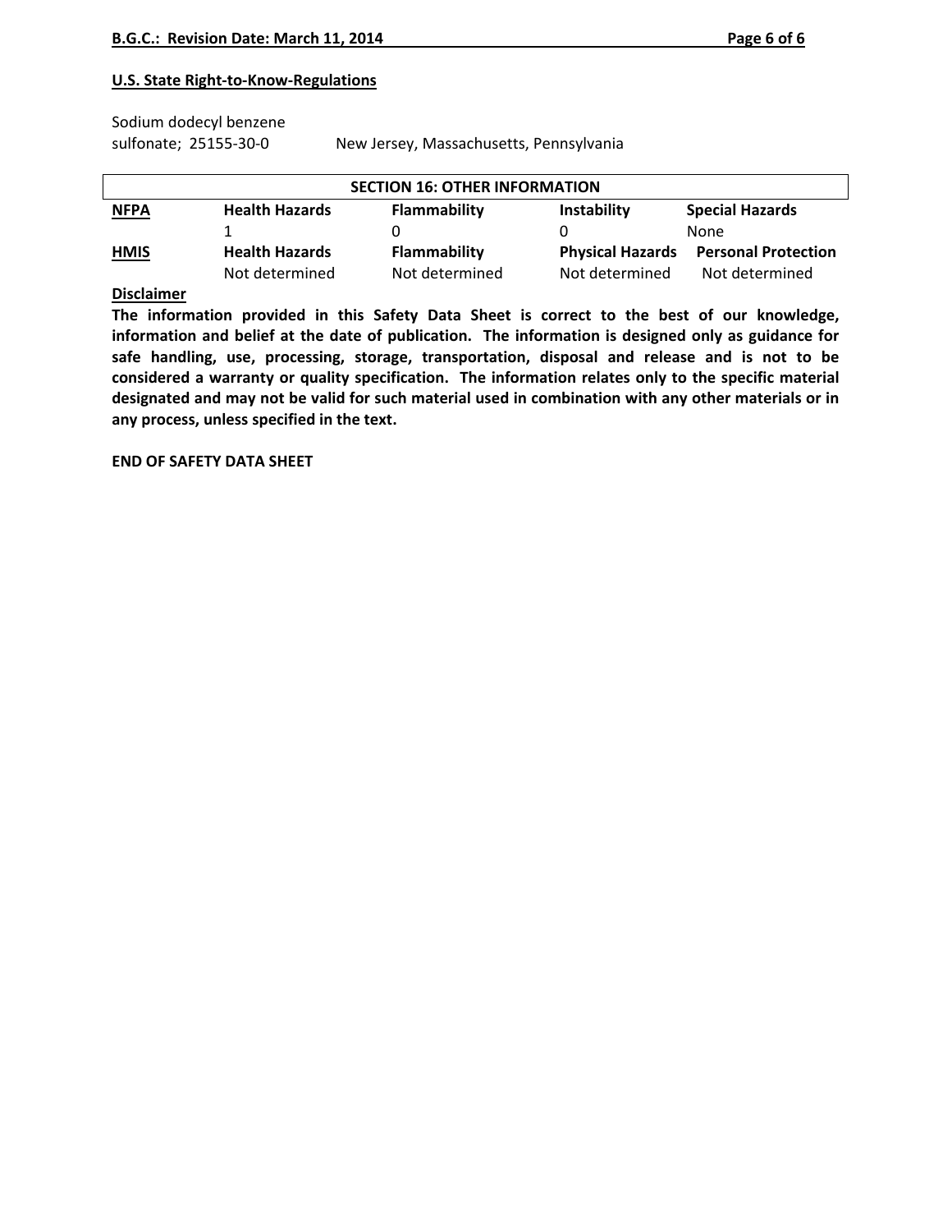**U.S. State Right-to-Know-Regulations**

| | |
|---|---|
| Sodium dodecyl benzene sulfonate; 25155-30-0 | New Jersey, Massachusetts, Pennsylvania |

## SECTION 16: OTHER INFORMATION

| | | | | |
|---|---|---|---|---|
| **NFPA** | **Health Hazards** | **Flammability** | **Instability** | **Special Hazards** |
| | 1 | 0 | 0 | None |
| **HMIS** | **Health Hazards** | **Flammability** | **Physical Hazards** | **Personal Protection** |
| | Not determined | Not determined | Not determined | Not determined |

**Disclaimer**

**The information provided in this Safety Data Sheet is correct to the best of our knowledge, information and belief at the date of publication. The information is designed only as guidance for safe handling, use, processing, storage, transportation, disposal and release and is not to be considered a warranty or quality specification. The information relates only to the specific material designated and may not be valid for such material used in combination with any other materials or in any process, unless specified in the text.**

**END OF SAFETY DATA SHEET**